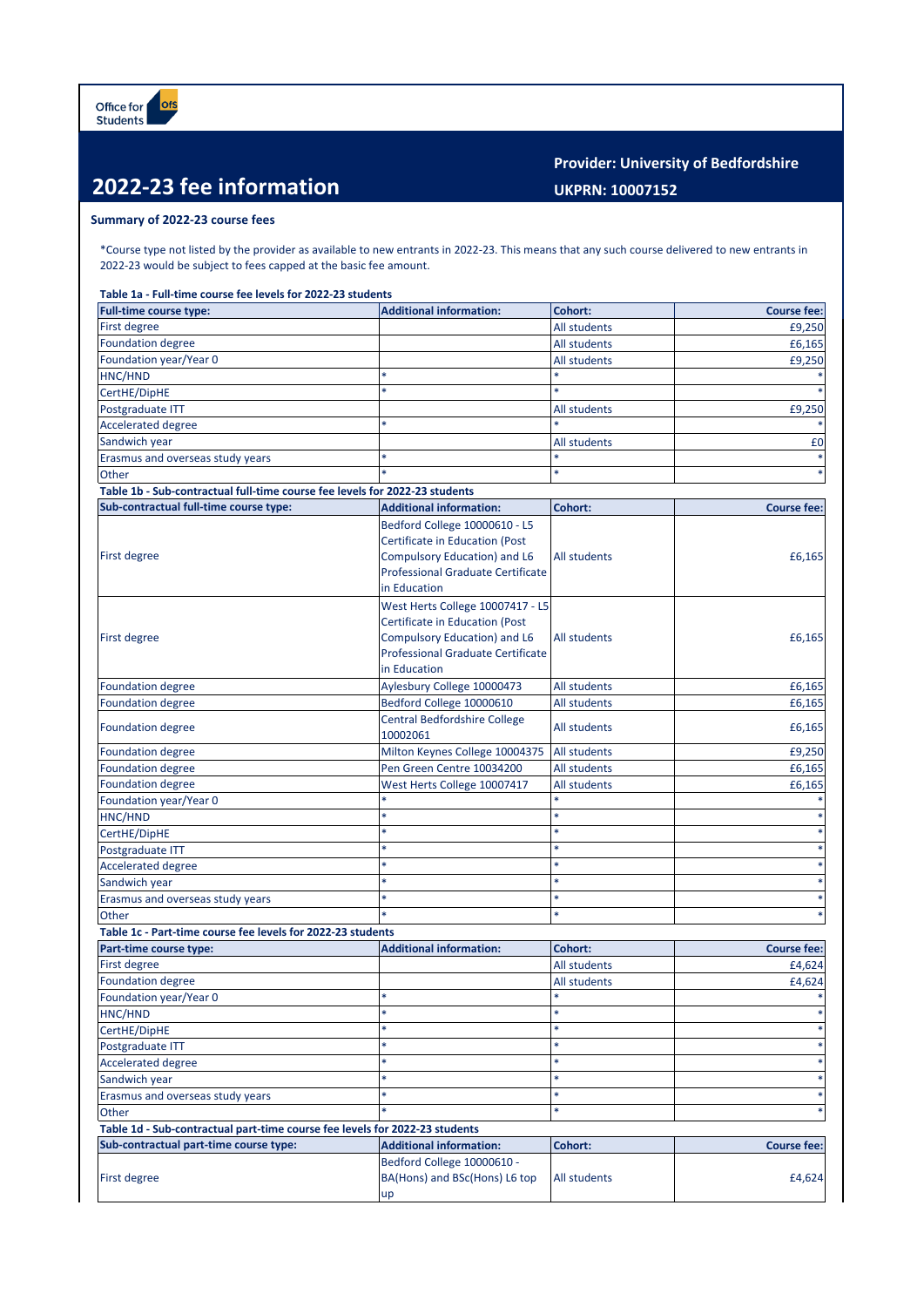Office for Students

# 2022-23 fee information

**Provider: University of Bedfordshire**

**UKPRN: 10007152**

## Summary of 2022-23 course fees

*Course type not listed by the provider as available to new entrants in 2022-23. This means that any such course delivered to new entrants in 2022-23 would be subject to fees capped at the basic fee amount.

**Table 1a - Full-time course fee levels for 2022-23 students**

| Full-time course type: | Additional information: | Cohort: | Course fee: |
|---|---|---|---|
| First degree | | All students | £9,250 |
| Foundation degree | | All students | £6,165 |
| Foundation year/Year 0 | | All students | £9,250 |
| HNC/HND | * | * | * |
| CertHE/DipHE | * | * | * |
| Postgraduate ITT | | All students | £9,250 |
| Accelerated degree | * | * | * |
| Sandwich year | | All students | £0 |
| Erasmus and overseas study years | * | * | * |
| Other | * | * | * |

**Table 1b - Sub-contractual full-time course fee levels for 2022-23 students**

| Sub-contractual full-time course type: | Additional information: | Cohort: | Course fee: |
|---|---|---|---|
| First degree | Bedford College 10000610 - L5 Certificate in Education (Post Compulsory Education) and L6 Professional Graduate Certificate in Education | All students | £6,165 |
| First degree | West Herts College 10007417 - L5 Certificate in Education (Post Compulsory Education) and L6 Professional Graduate Certificate in Education | All students | £6,165 |
| Foundation degree | Aylesbury College 10000473 | All students | £6,165 |
| Foundation degree | Bedford College 10000610 | All students | £6,165 |
| Foundation degree | Central Bedfordshire College 10002061 | All students | £6,165 |
| Foundation degree | Milton Keynes College 10004375 | All students | £9,250 |
| Foundation degree | Pen Green Centre 10034200 | All students | £6,165 |
| Foundation degree | West Herts College 10007417 | All students | £6,165 |
| Foundation year/Year 0 | * | * | * |
| HNC/HND | * | * | * |
| CertHE/DipHE | * | * | * |
| Postgraduate ITT | * | * | * |
| Accelerated degree | * | * | * |
| Sandwich year | * | * | * |
| Erasmus and overseas study years | * | * | * |
| Other | * | * | * |

**Table 1c - Part-time course fee levels for 2022-23 students**

| Part-time course type: | Additional information: | Cohort: | Course fee: |
|---|---|---|---|
| First degree | | All students | £4,624 |
| Foundation degree | | All students | £4,624 |
| Foundation year/Year 0 | * | * | * |
| HNC/HND | * | * | * |
| CertHE/DipHE | * | * | * |
| Postgraduate ITT | * | * | * |
| Accelerated degree | * | * | * |
| Sandwich year | * | * | * |
| Erasmus and overseas study years | * | * | * |
| Other | * | * | * |

**Table 1d - Sub-contractual part-time course fee levels for 2022-23 students**

| Sub-contractual part-time course type: | Additional information: | Cohort: | Course fee: |
|---|---|---|---|
| First degree | Bedford College 10000610 - BA(Hons) and BSc(Hons) L6 top up | All students | £4,624 |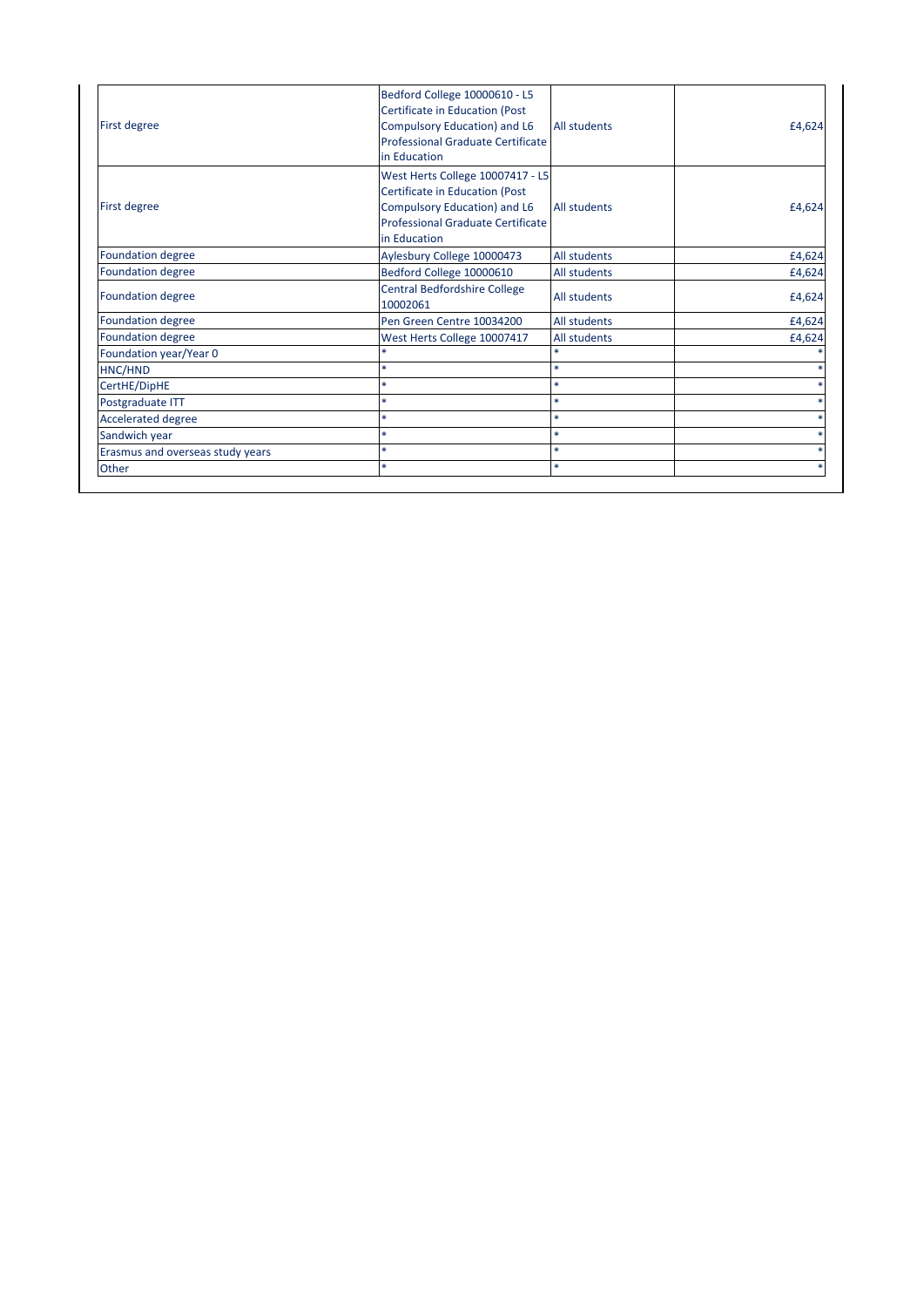| | | | |
|---|---|---|---|
| First degree | Bedford College 10000610 - L5 Certificate in Education (Post Compulsory Education) and L6 Professional Graduate Certificate in Education | All students | £4,624 |
| First degree | West Herts College 10007417 - L5 Certificate in Education (Post Compulsory Education) and L6 Professional Graduate Certificate in Education | All students | £4,624 |
| Foundation degree | Aylesbury College 10000473 | All students | £4,624 |
| Foundation degree | Bedford College 10000610 | All students | £4,624 |
| Foundation degree | Central Bedfordshire College 10002061 | All students | £4,624 |
| Foundation degree | Pen Green Centre 10034200 | All students | £4,624 |
| Foundation degree | West Herts College 10007417 | All students | £4,624 |
| Foundation year/Year 0 | * | * | * |
| HNC/HND | * | * | * |
| CertHE/DipHE | * | * | * |
| Postgraduate ITT | * | * | * |
| Accelerated degree | * | * | * |
| Sandwich year | * | * | * |
| Erasmus and overseas study years | * | * | * |
| Other | * | * | * |